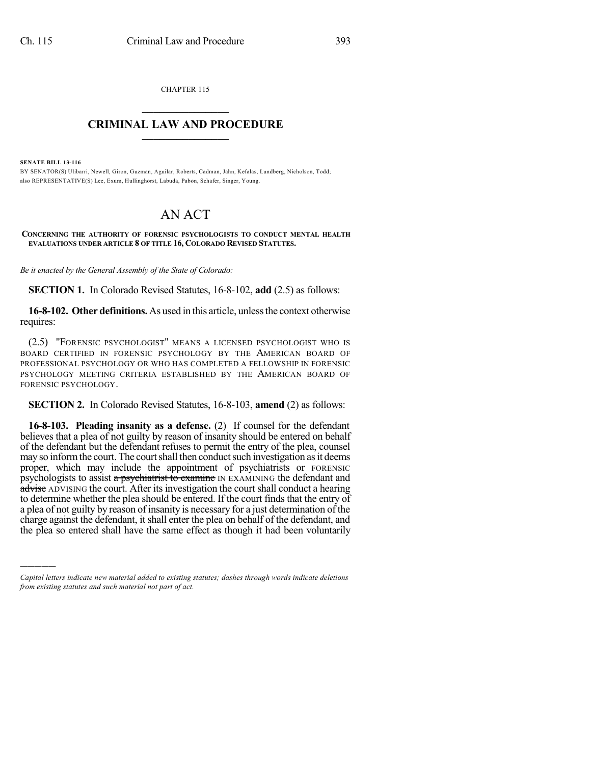CHAPTER 115

# CRIMINAL LAW AND PROCEDURE

**SENATE BILL 13-116**

BY SENATOR(S) Ulibarri, Newell, Giron, Guzman, Aguilar, Roberts, Cadman, Jahn, Kefalas, Lundberg, Nicholson, Todd; also REPRESENTATIVE(S) Lee, Exum, Hullinghorst, Labuda, Pabon, Schafer, Singer, Young.

# AN ACT

**CONCERNING THE AUTHORITY OF FORENSIC PSYCHOLOGISTS TO CONDUCT MENTAL HEALTH EVALUATIONS UNDER ARTICLE 8 OF TITLE 16, COLORADO REVISED STATUTES.**

*Be it enacted by the General Assembly of the State of Colorado:*

**SECTION 1.** In Colorado Revised Statutes, 16-8-102, **add** (2.5) as follows:

**16-8-102. Other definitions.** As used in this article, unless the context otherwise requires:

(2.5) "FORENSIC PSYCHOLOGIST" MEANS A LICENSED PSYCHOLOGIST WHO IS BOARD CERTIFIED IN FORENSIC PSYCHOLOGY BY THE AMERICAN BOARD OF PROFESSIONAL PSYCHOLOGY OR WHO HAS COMPLETED A FELLOWSHIP IN FORENSIC PSYCHOLOGY MEETING CRITERIA ESTABLISHED BY THE AMERICAN BOARD OF FORENSIC PSYCHOLOGY.

**SECTION 2.** In Colorado Revised Statutes, 16-8-103, **amend** (2) as follows:

**16-8-103. Pleading insanity as a defense.** (2) If counsel for the defendant believes that a plea of not guilty by reason of insanity should be entered on behalf of the defendant but the defendant refuses to permit the entry of the plea, counsel may so inform the court. The court shall then conduct such investigation as it deems proper, which may include the appointment of psychiatrists or FORENSIC psychologists to assist ~~a psychiatrist to examine~~ IN EXAMINING the defendant and ~~advise~~ ADVISING the court. After its investigation the court shall conduct a hearing to determine whether the plea should be entered. If the court finds that the entry of a plea of not guilty by reason of insanity is necessary for a just determination of the charge against the defendant, it shall enter the plea on behalf of the defendant, and the plea so entered shall have the same effect as though it had been voluntarily

---

*Capital letters indicate new material added to existing statutes; dashes through words indicate deletions from existing statutes and such material not part of act.*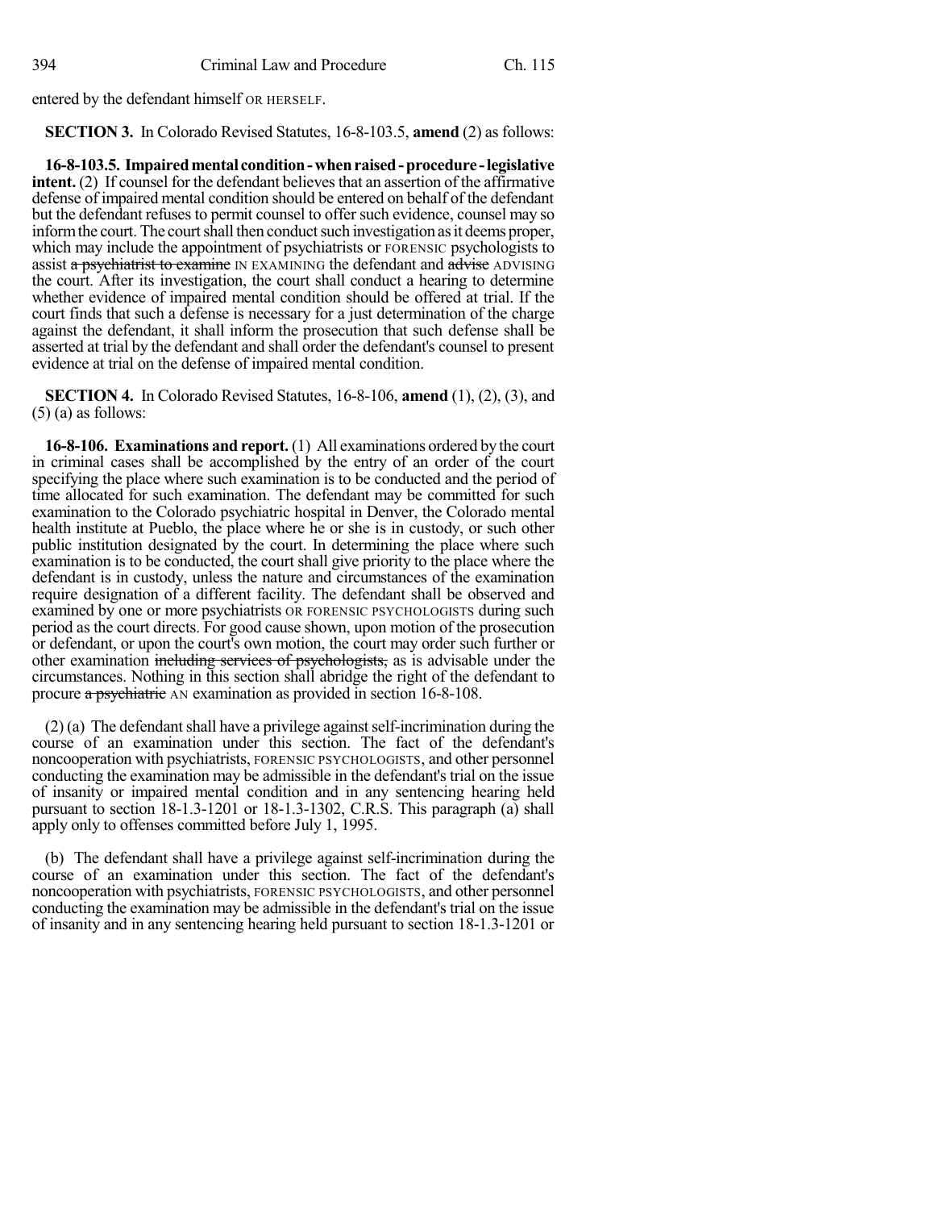entered by the defendant himself OR HERSELF.

**SECTION 3.** In Colorado Revised Statutes, 16-8-103.5, **amend** (2) as follows:

**16-8-103.5. Impaired mental condition - when raised - procedure - legislative intent.** (2) If counsel for the defendant believes that an assertion of the affirmative defense of impaired mental condition should be entered on behalf of the defendant but the defendant refuses to permit counsel to offer such evidence, counsel may so inform the court. The court shall then conduct such investigation as it deems proper, which may include the appointment of psychiatrists or FORENSIC psychologists to assist ~~a psychiatrist to examine~~ IN EXAMINING the defendant and ~~advise~~ ADVISING the court. After its investigation, the court shall conduct a hearing to determine whether evidence of impaired mental condition should be offered at trial. If the court finds that such a defense is necessary for a just determination of the charge against the defendant, it shall inform the prosecution that such defense shall be asserted at trial by the defendant and shall order the defendant's counsel to present evidence at trial on the defense of impaired mental condition.

**SECTION 4.** In Colorado Revised Statutes, 16-8-106, **amend** (1), (2), (3), and (5) (a) as follows:

**16-8-106. Examinations and report.** (1) All examinations ordered by the court in criminal cases shall be accomplished by the entry of an order of the court specifying the place where such examination is to be conducted and the period of time allocated for such examination. The defendant may be committed for such examination to the Colorado psychiatric hospital in Denver, the Colorado mental health institute at Pueblo, the place where he or she is in custody, or such other public institution designated by the court. In determining the place where such examination is to be conducted, the court shall give priority to the place where the defendant is in custody, unless the nature and circumstances of the examination require designation of a different facility. The defendant shall be observed and examined by one or more psychiatrists OR FORENSIC PSYCHOLOGISTS during such period as the court directs. For good cause shown, upon motion of the prosecution or defendant, or upon the court's own motion, the court may order such further or other examination ~~including services of psychologists,~~ as is advisable under the circumstances. Nothing in this section shall abridge the right of the defendant to procure ~~a psychiatric~~ AN examination as provided in section 16-8-108.

(2) (a) The defendant shall have a privilege against self-incrimination during the course of an examination under this section. The fact of the defendant's noncooperation with psychiatrists, FORENSIC PSYCHOLOGISTS, and other personnel conducting the examination may be admissible in the defendant's trial on the issue of insanity or impaired mental condition and in any sentencing hearing held pursuant to section 18-1.3-1201 or 18-1.3-1302, C.R.S. This paragraph (a) shall apply only to offenses committed before July 1, 1995.

(b) The defendant shall have a privilege against self-incrimination during the course of an examination under this section. The fact of the defendant's noncooperation with psychiatrists, FORENSIC PSYCHOLOGISTS, and other personnel conducting the examination may be admissible in the defendant's trial on the issue of insanity and in any sentencing hearing held pursuant to section 18-1.3-1201 or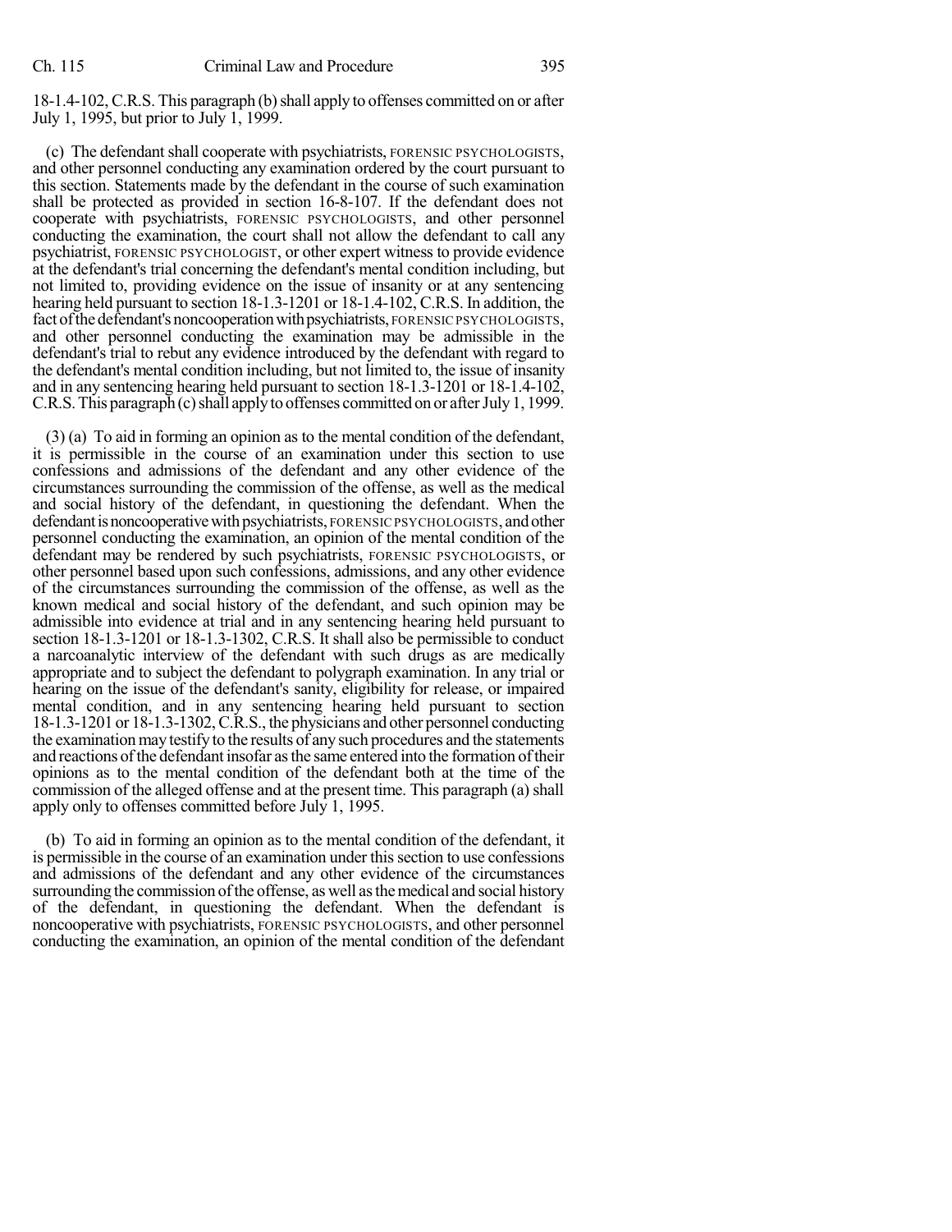18-1.4-102, C.R.S. This paragraph (b) shall apply to offenses committed on or after July 1, 1995, but prior to July 1, 1999.

(c) The defendant shall cooperate with psychiatrists, FORENSIC PSYCHOLOGISTS, and other personnel conducting any examination ordered by the court pursuant to this section. Statements made by the defendant in the course of such examination shall be protected as provided in section 16-8-107. If the defendant does not cooperate with psychiatrists, FORENSIC PSYCHOLOGISTS, and other personnel conducting the examination, the court shall not allow the defendant to call any psychiatrist, FORENSIC PSYCHOLOGIST, or other expert witness to provide evidence at the defendant's trial concerning the defendant's mental condition including, but not limited to, providing evidence on the issue of insanity or at any sentencing hearing held pursuant to section 18-1.3-1201 or 18-1.4-102, C.R.S. In addition, the fact of the defendant's noncooperation with psychiatrists, FORENSIC PSYCHOLOGISTS, and other personnel conducting the examination may be admissible in the defendant's trial to rebut any evidence introduced by the defendant with regard to the defendant's mental condition including, but not limited to, the issue of insanity and in any sentencing hearing held pursuant to section 18-1.3-1201 or 18-1.4-102, C.R.S. This paragraph (c) shall apply to offenses committed on or after July 1, 1999.

(3) (a) To aid in forming an opinion as to the mental condition of the defendant, it is permissible in the course of an examination under this section to use confessions and admissions of the defendant and any other evidence of the circumstances surrounding the commission of the offense, as well as the medical and social history of the defendant, in questioning the defendant. When the defendant is noncooperative with psychiatrists, FORENSIC PSYCHOLOGISTS, and other personnel conducting the examination, an opinion of the mental condition of the defendant may be rendered by such psychiatrists, FORENSIC PSYCHOLOGISTS, or other personnel based upon such confessions, admissions, and any other evidence of the circumstances surrounding the commission of the offense, as well as the known medical and social history of the defendant, and such opinion may be admissible into evidence at trial and in any sentencing hearing held pursuant to section 18-1.3-1201 or 18-1.3-1302, C.R.S. It shall also be permissible to conduct a narcoanalytic interview of the defendant with such drugs as are medically appropriate and to subject the defendant to polygraph examination. In any trial or hearing on the issue of the defendant's sanity, eligibility for release, or impaired mental condition, and in any sentencing hearing held pursuant to section 18-1.3-1201 or 18-1.3-1302, C.R.S., the physicians and other personnel conducting the examination may testify to the results of any such procedures and the statements and reactions of the defendant insofar as the same entered into the formation of their opinions as to the mental condition of the defendant both at the time of the commission of the alleged offense and at the present time. This paragraph (a) shall apply only to offenses committed before July 1, 1995.

(b) To aid in forming an opinion as to the mental condition of the defendant, it is permissible in the course of an examination under this section to use confessions and admissions of the defendant and any other evidence of the circumstances surrounding the commission of the offense, as well as the medical and social history of the defendant, in questioning the defendant. When the defendant is noncooperative with psychiatrists, FORENSIC PSYCHOLOGISTS, and other personnel conducting the examination, an opinion of the mental condition of the defendant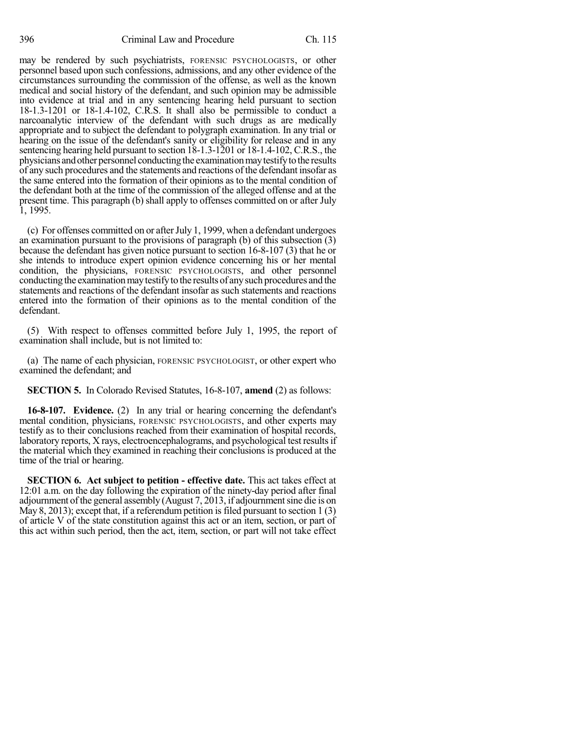may be rendered by such psychiatrists, FORENSIC PSYCHOLOGISTS, or other personnel based upon such confessions, admissions, and any other evidence of the circumstances surrounding the commission of the offense, as well as the known medical and social history of the defendant, and such opinion may be admissible into evidence at trial and in any sentencing hearing held pursuant to section 18-1.3-1201 or 18-1.4-102, C.R.S. It shall also be permissible to conduct a narcoanalytic interview of the defendant with such drugs as are medically appropriate and to subject the defendant to polygraph examination. In any trial or hearing on the issue of the defendant's sanity or eligibility for release and in any sentencing hearing held pursuant to section 18-1.3-1201 or 18-1.4-102, C.R.S., the physicians and other personnel conducting the examination may testify to the results of any such procedures and the statements and reactions of the defendant insofar as the same entered into the formation of their opinions as to the mental condition of the defendant both at the time of the commission of the alleged offense and at the present time. This paragraph (b) shall apply to offenses committed on or after July 1, 1995.

(c) For offenses committed on or after July 1, 1999, when a defendant undergoes an examination pursuant to the provisions of paragraph (b) of this subsection (3) because the defendant has given notice pursuant to section 16-8-107 (3) that he or she intends to introduce expert opinion evidence concerning his or her mental condition, the physicians, FORENSIC PSYCHOLOGISTS, and other personnel conducting the examination may testify to the results of any such procedures and the statements and reactions of the defendant insofar as such statements and reactions entered into the formation of their opinions as to the mental condition of the defendant.

(5) With respect to offenses committed before July 1, 1995, the report of examination shall include, but is not limited to:

(a) The name of each physician, FORENSIC PSYCHOLOGIST, or other expert who examined the defendant; and

**SECTION 5.** In Colorado Revised Statutes, 16-8-107, **amend** (2) as follows:

**16-8-107. Evidence.** (2) In any trial or hearing concerning the defendant's mental condition, physicians, FORENSIC PSYCHOLOGISTS, and other experts may testify as to their conclusions reached from their examination of hospital records, laboratory reports, X rays, electroencephalograms, and psychological test results if the material which they examined in reaching their conclusions is produced at the time of the trial or hearing.

**SECTION 6. Act subject to petition - effective date.** This act takes effect at 12:01 a.m. on the day following the expiration of the ninety-day period after final adjournment of the general assembly (August 7, 2013, if adjournment sine die is on May 8, 2013); except that, if a referendum petition is filed pursuant to section 1 (3) of article V of the state constitution against this act or an item, section, or part of this act within such period, then the act, item, section, or part will not take effect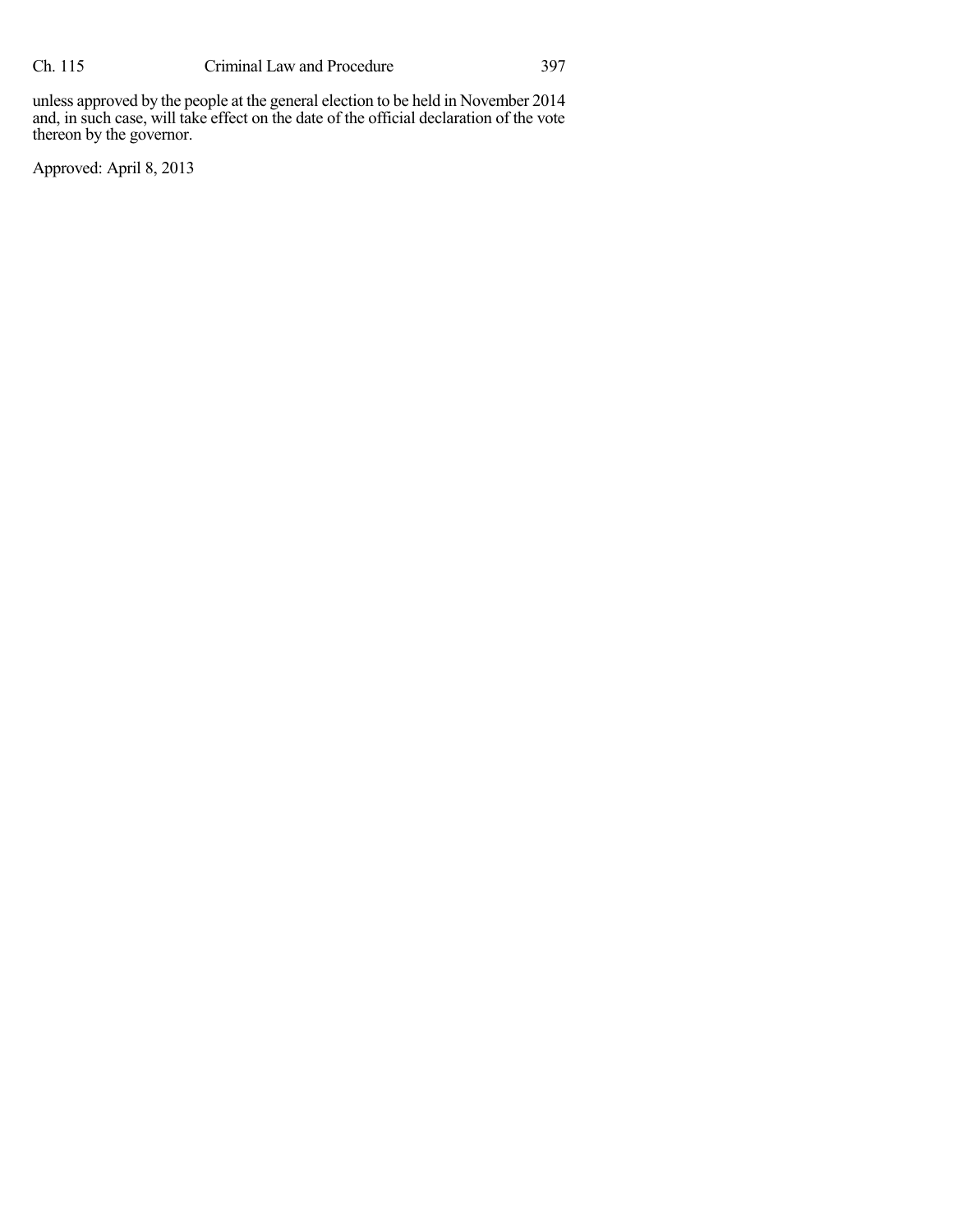unless approved by the people at the general election to be held in November 2014 and, in such case, will take effect on the date of the official declaration of the vote thereon by the governor.

Approved: April 8, 2013